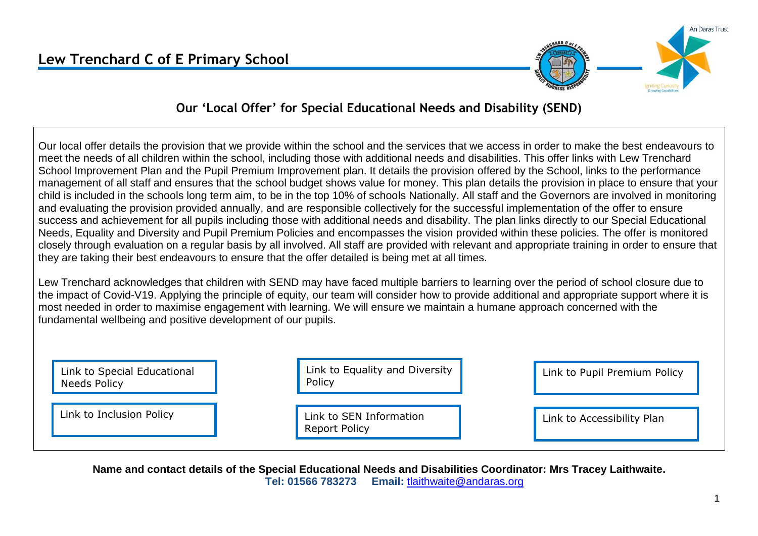# Lew Trenchard C of E Primary School

## Our 'Local Offer' for Special Educational Needs and Disability (SEND)

Our local offer details the provision that we provide within the school and the services that we access in order to make the best endeavours to meet the needs of all children within the school, including those with additional needs and disabilities. This offer links with Lew Trenchard School Improvement Plan and the Pupil Premium Improvement plan. It details the provision offered by the School, links to the performance management of all staff and ensures that the school budget shows value for money. This plan details the provision in place to ensure that your child is included in the schools long term aim, to be in the top 10% of schools Nationally. All staff and the Governors are involved in monitoring and evaluating the provision provided annually, and are responsible collectively for the successful implementation of the offer to ensure success and achievement for all pupils including those with additional needs and disability. The plan links directly to our Special Educational Needs, Equality and Diversity and Pupil Premium Policies and encompasses the vision provided within these policies. The offer is monitored closely through evaluation on a regular basis by all involved. All staff are provided with relevant and appropriate training in order to ensure that they are taking their best endeavours to ensure that the offer detailed is being met at all times.

Lew Trenchard acknowledges that children with SEND may have faced multiple barriers to learning over the period of school closure due to the impact of Covid-V19. Applying the principle of equity, our team will consider how to provide additional and appropriate support where it is most needed in order to maximise engagement with learning. We will ensure we maintain a humane approach concerned with the fundamental wellbeing and positive development of our pupils.

- Link to Special Educational Needs Policy
- Link to Equality and Diversity Policy
- Link to Pupil Premium Policy
- Link to Inclusion Policy
- Link to SEN Information Report Policy
- Link to Accessibility Plan

**Name and contact details of the Special Educational Needs and Disabilities Coordinator: Mrs Tracey Laithwaite.**
**Tel: 01566 783273 Email:** tlaithwaite@andaras.org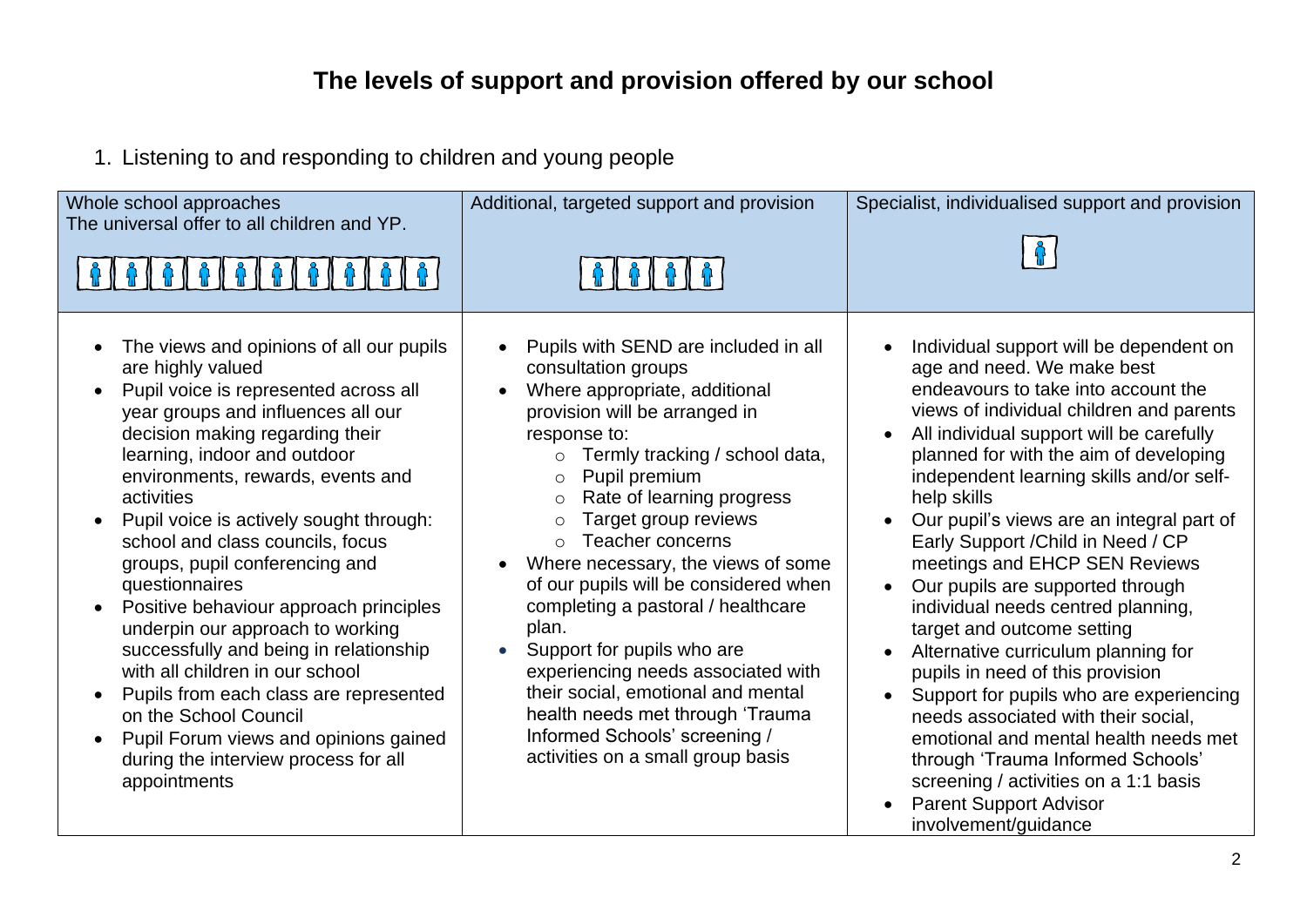# The levels of support and provision offered by our school

1. Listening to and responding to children and young people

| Whole school approaches<br>The universal offer to all children and YP. | Additional, targeted support and provision | Specialist, individualised support and provision |
|---|---|---|
| • The views and opinions of all our pupils are highly valued<br>• Pupil voice is represented across all year groups and influences all our decision making regarding their learning, indoor and outdoor environments, rewards, events and activities<br>• Pupil voice is actively sought through: school and class councils, focus groups, pupil conferencing and questionnaires<br>• Positive behaviour approach principles underpin our approach to working successfully and being in relationship with all children in our school<br>• Pupils from each class are represented on the School Council<br>• Pupil Forum views and opinions gained during the interview process for all appointments | • Pupils with SEND are included in all consultation groups<br>• Where appropriate, additional provision will be arranged in response to:<br>  ○ Termly tracking / school data,<br>  ○ Pupil premium<br>  ○ Rate of learning progress<br>  ○ Target group reviews<br>  ○ Teacher concerns<br>• Where necessary, the views of some of our pupils will be considered when completing a pastoral / healthcare plan.<br>• Support for pupils who are experiencing needs associated with their social, emotional and mental health needs met through 'Trauma Informed Schools' screening / activities on a small group basis | • Individual support will be dependent on age and need. We make best endeavours to take into account the views of individual children and parents<br>• All individual support will be carefully planned for with the aim of developing independent learning skills and/or self-help skills<br>• Our pupil's views are an integral part of Early Support /Child in Need / CP meetings and EHCP SEN Reviews<br>• Our pupils are supported through individual needs centred planning, target and outcome setting<br>• Alternative curriculum planning for pupils in need of this provision<br>• Support for pupils who are experiencing needs associated with their social, emotional and mental health needs met through 'Trauma Informed Schools' screening / activities on a 1:1 basis<br>• Parent Support Advisor involvement/guidance |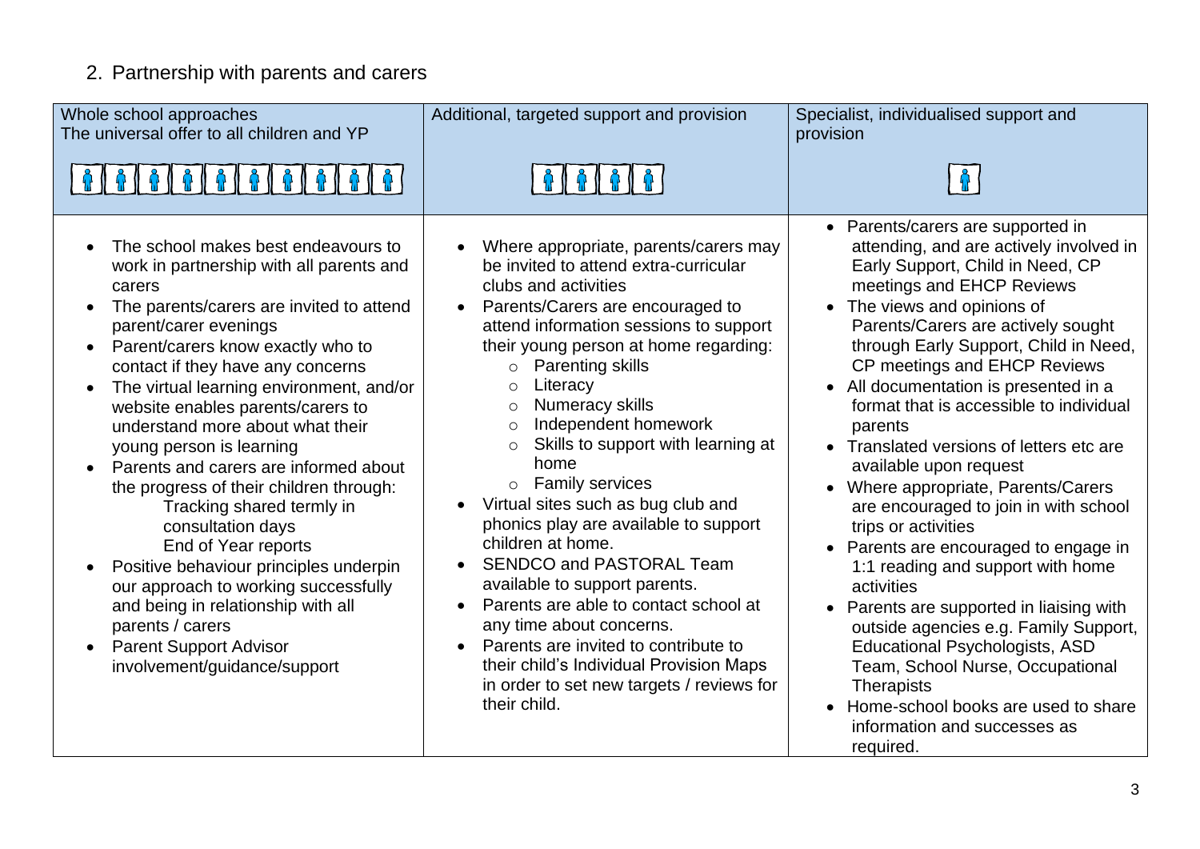## 2. Partnership with parents and carers

| Whole school approaches<br>The universal offer to all children and YP | Additional, targeted support and provision | Specialist, individualised support and provision |
|---|---|---|
| • The school makes best endeavours to work in partnership with all parents and carers<br>• The parents/carers are invited to attend parent/carer evenings<br>• Parent/carers know exactly who to contact if they have any concerns<br>• The virtual learning environment, and/or website enables parents/carers to understand more about what their young person is learning<br>• Parents and carers are informed about the progress of their children through:<br>Tracking shared termly in consultation days<br>End of Year reports<br>• Positive behaviour principles underpin our approach to working successfully and being in relationship with all parents / carers<br>• Parent Support Advisor involvement/guidance/support | • Where appropriate, parents/carers may be invited to attend extra-curricular clubs and activities<br>• Parents/Carers are encouraged to attend information sessions to support their young person at home regarding:<br>○ Parenting skills<br>○ Literacy<br>○ Numeracy skills<br>○ Independent homework<br>○ Skills to support with learning at home<br>○ Family services<br>• Virtual sites such as bug club and phonics play are available to support children at home.<br>• SENDCO and PASTORAL Team available to support parents.<br>• Parents are able to contact school at any time about concerns.<br>• Parents are invited to contribute to their child's Individual Provision Maps in order to set new targets / reviews for their child. | • Parents/carers are supported in attending, and are actively involved in Early Support, Child in Need, CP meetings and EHCP Reviews<br>• The views and opinions of Parents/Carers are actively sought through Early Support, Child in Need, CP meetings and EHCP Reviews<br>• All documentation is presented in a format that is accessible to individual parents<br>• Translated versions of letters etc are available upon request<br>• Where appropriate, Parents/Carers are encouraged to join in with school trips or activities<br>• Parents are encouraged to engage in 1:1 reading and support with home activities<br>• Parents are supported in liaising with outside agencies e.g. Family Support, Educational Psychologists, ASD Team, School Nurse, Occupational Therapists<br>• Home-school books are used to share information and successes as required. |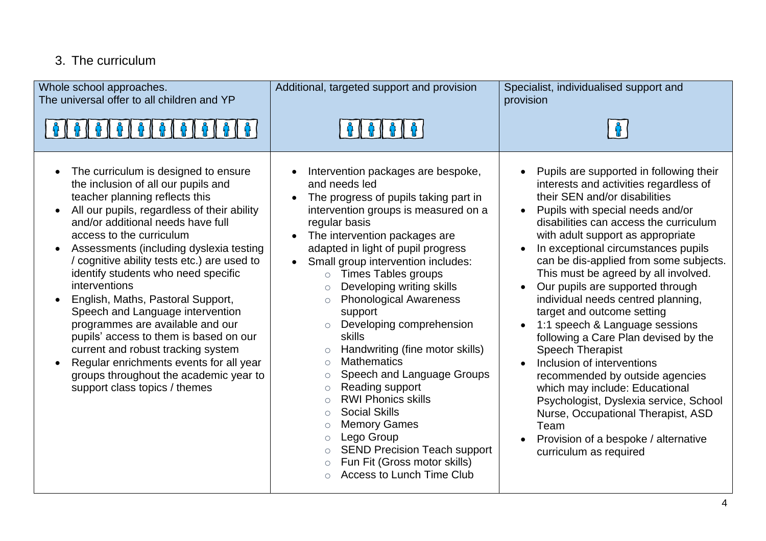## 3. The curriculum

| Whole school approaches.<br>The universal offer to all children and YP | Additional, targeted support and provision | Specialist, individualised support and provision |
|---|---|---|
| • The curriculum is designed to ensure the inclusion of all our pupils and teacher planning reflects this<br>• All our pupils, regardless of their ability and/or additional needs have full access to the curriculum<br>• Assessments (including dyslexia testing / cognitive ability tests etc.) are used to identify students who need specific interventions<br>• English, Maths, Pastoral Support, Speech and Language intervention programmes are available and our pupils' access to them is based on our current and robust tracking system<br>• Regular enrichments events for all year groups throughout the academic year to support class topics / themes | • Intervention packages are bespoke, and needs led<br>• The progress of pupils taking part in intervention groups is measured on a regular basis<br>• The intervention packages are adapted in light of pupil progress<br>• Small group intervention includes:<br>  ○ Times Tables groups<br>  ○ Developing writing skills<br>  ○ Phonological Awareness support<br>  ○ Developing comprehension skills<br>  ○ Handwriting (fine motor skills)<br>  ○ Mathematics<br>  ○ Speech and Language Groups<br>  ○ Reading support<br>  ○ RWI Phonics skills<br>  ○ Social Skills<br>  ○ Memory Games<br>  ○ Lego Group<br>  ○ SEND Precision Teach support<br>  ○ Fun Fit (Gross motor skills)<br>  ○ Access to Lunch Time Club | • Pupils are supported in following their interests and activities regardless of their SEN and/or disabilities<br>• Pupils with special needs and/or disabilities can access the curriculum with adult support as appropriate<br>• In exceptional circumstances pupils can be dis-applied from some subjects. This must be agreed by all involved.<br>• Our pupils are supported through individual needs centred planning, target and outcome setting<br>• 1:1 speech & Language sessions following a Care Plan devised by the Speech Therapist<br>• Inclusion of interventions recommended by outside agencies which may include: Educational Psychologist, Dyslexia service, School Nurse, Occupational Therapist, ASD Team<br>• Provision of a bespoke / alternative curriculum as required |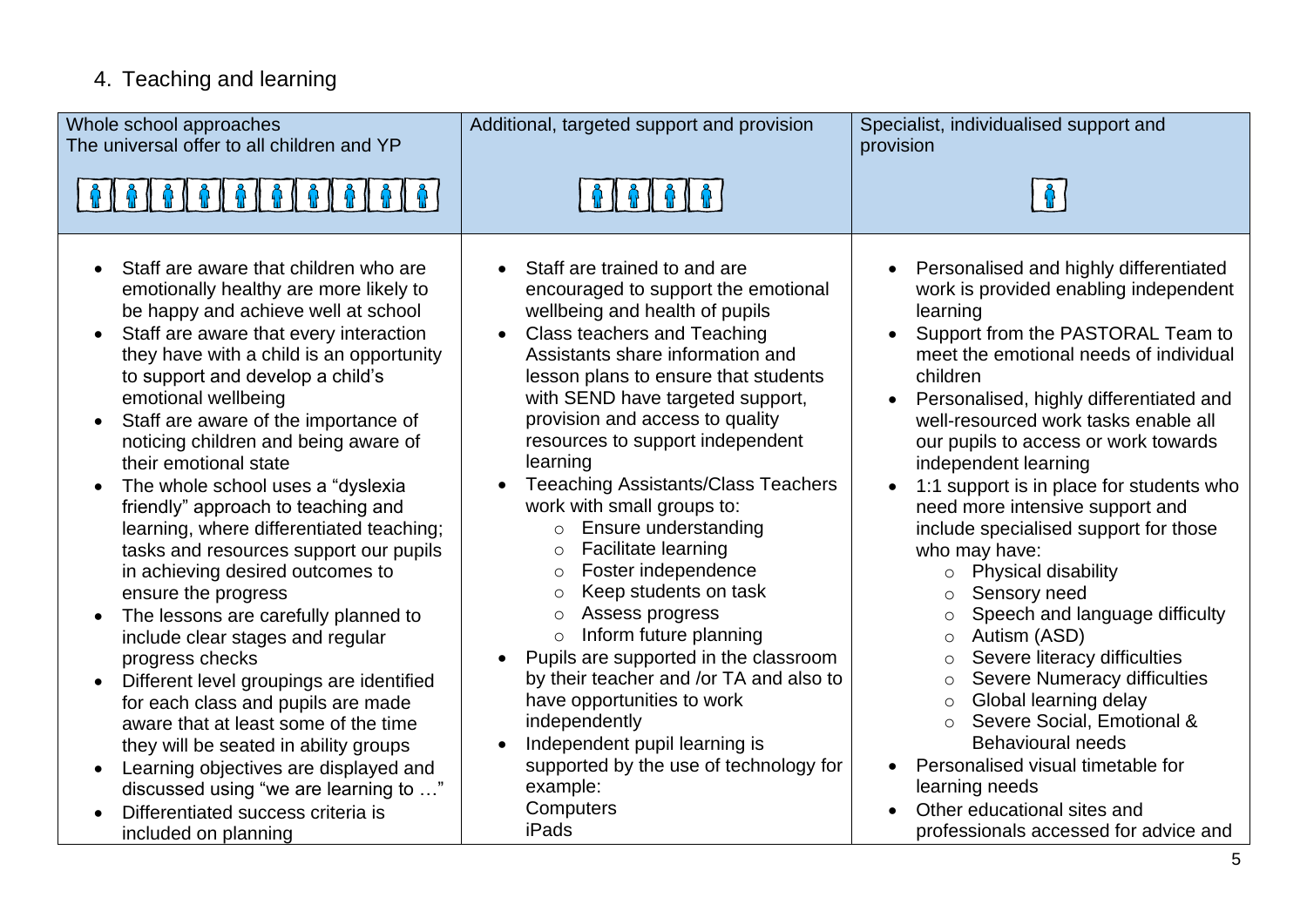## 4. Teaching and learning

| Whole school approaches<br>The universal offer to all children and YP | Additional, targeted support and provision | Specialist, individualised support and provision |
|---|---|---|
| • Staff are aware that children who are emotionally healthy are more likely to be happy and achieve well at school<br>• Staff are aware that every interaction they have with a child is an opportunity to support and develop a child's emotional wellbeing<br>• Staff are aware of the importance of noticing children and being aware of their emotional state<br>• The whole school uses a "dyslexia friendly" approach to teaching and learning, where differentiated teaching; tasks and resources support our pupils in achieving desired outcomes to ensure the progress<br>• The lessons are carefully planned to include clear stages and regular progress checks<br>• Different level groupings are identified for each class and pupils are made aware that at least some of the time they will be seated in ability groups<br>• Learning objectives are displayed and discussed using "we are learning to …"<br>• Differentiated success criteria is included on planning | • Staff are trained to and are encouraged to support the emotional wellbeing and health of pupils<br>• Class teachers and Teaching Assistants share information and lesson plans to ensure that students with SEND have targeted support, provision and access to quality resources to support independent learning<br>• Teeaching Assistants/Class Teachers work with small groups to:<br>  ○ Ensure understanding<br>  ○ Facilitate learning<br>  ○ Foster independence<br>  ○ Keep students on task<br>  ○ Assess progress<br>  ○ Inform future planning<br>• Pupils are supported in the classroom by their teacher and /or TA and also to have opportunities to work independently<br>• Independent pupil learning is supported by the use of technology for example:<br>Computers<br>iPads | • Personalised and highly differentiated work is provided enabling independent learning<br>• Support from the PASTORAL Team to meet the emotional needs of individual children<br>• Personalised, highly differentiated and well-resourced work tasks enable all our pupils to access or work towards independent learning<br>• 1:1 support is in place for students who need more intensive support and include specialised support for those who may have:<br>  ○ Physical disability<br>  ○ Sensory need<br>  ○ Speech and language difficulty<br>  ○ Autism (ASD)<br>  ○ Severe literacy difficulties<br>  ○ Severe Numeracy difficulties<br>  ○ Global learning delay<br>  ○ Severe Social, Emotional & Behavioural needs<br>• Personalised visual timetable for learning needs<br>• Other educational sites and professionals accessed for advice and |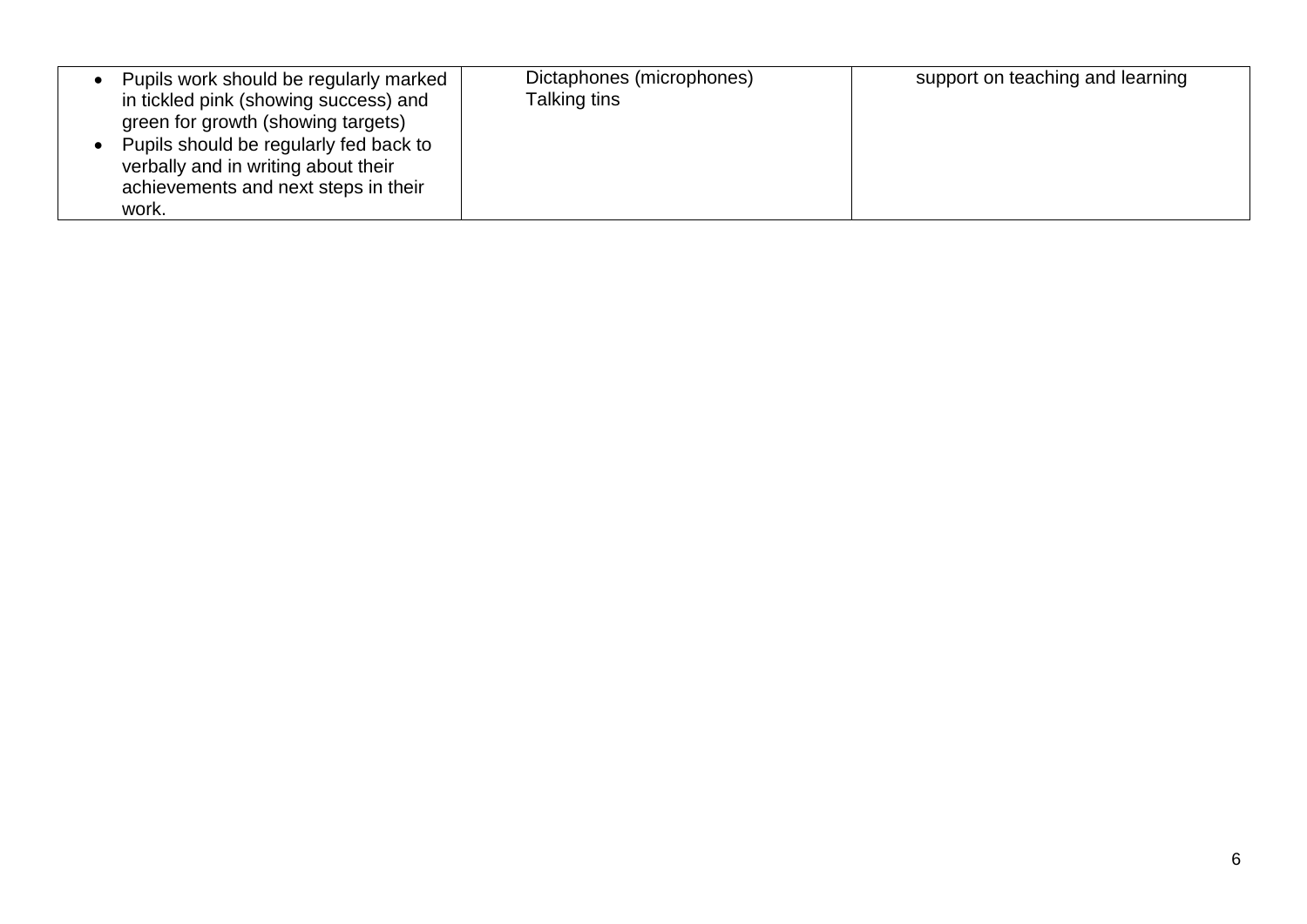| | | |
|---|---|---|
| • Pupils work should be regularly marked in tickled pink (showing success) and green for growth (showing targets)<br>• Pupils should be regularly fed back to verbally and in writing about their achievements and next steps in their work. | Dictaphones (microphones)<br>Talking tins | support on teaching and learning |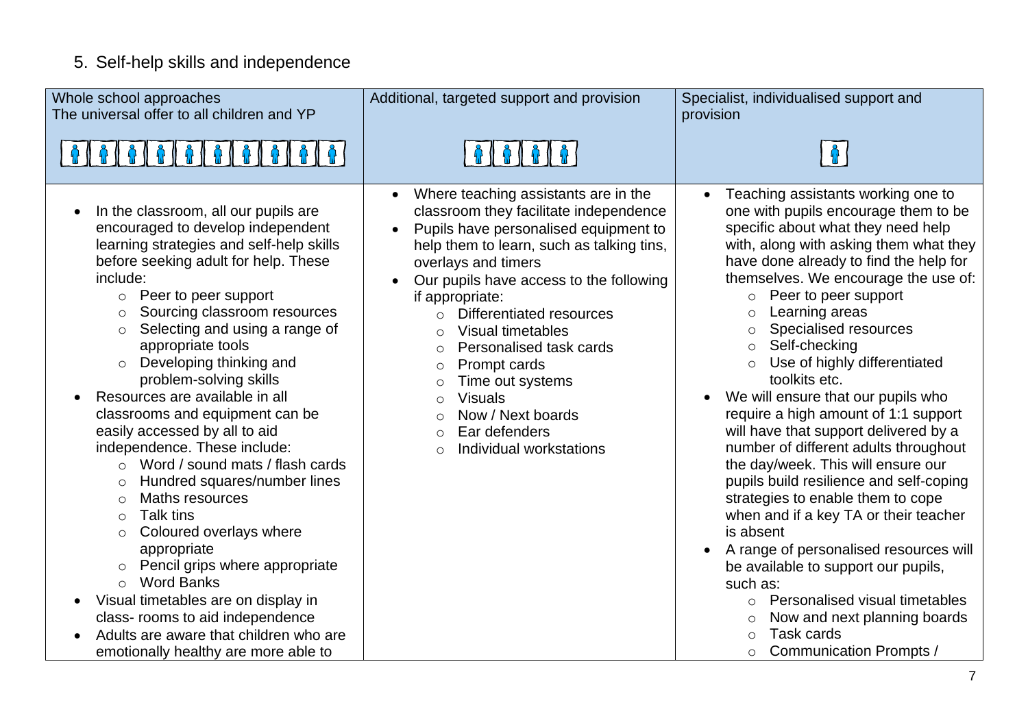5. Self-help skills and independence

| Whole school approaches<br>The universal offer to all children and YP | Additional, targeted support and provision | Specialist, individualised support and provision |
| --- | --- | --- |
| • In the classroom, all our pupils are encouraged to develop independent learning strategies and self-help skills before seeking adult for help. These include:<br>○ Peer to peer support<br>○ Sourcing classroom resources<br>○ Selecting and using a range of appropriate tools<br>○ Developing thinking and problem-solving skills<br>• Resources are available in all classrooms and equipment can be easily accessed by all to aid independence. These include:<br>○ Word / sound mats / flash cards<br>○ Hundred squares/number lines<br>○ Maths resources<br>○ Talk tins<br>○ Coloured overlays where appropriate<br>○ Pencil grips where appropriate<br>○ Word Banks<br>• Visual timetables are on display in class- rooms to aid independence<br>• Adults are aware that children who are emotionally healthy are more able to | • Where teaching assistants are in the classroom they facilitate independence<br>• Pupils have personalised equipment to help them to learn, such as talking tins, overlays and timers<br>• Our pupils have access to the following if appropriate:<br>○ Differentiated resources<br>○ Visual timetables<br>○ Personalised task cards<br>○ Prompt cards<br>○ Time out systems<br>○ Visuals<br>○ Now / Next boards<br>○ Ear defenders<br>○ Individual workstations | • Teaching assistants working one to one with pupils encourage them to be specific about what they need help with, along with asking them what they have done already to find the help for themselves. We encourage the use of:<br>○ Peer to peer support<br>○ Learning areas<br>○ Specialised resources<br>○ Self-checking<br>○ Use of highly differentiated toolkits etc.<br>• We will ensure that our pupils who require a high amount of 1:1 support will have that support delivered by a number of different adults throughout the day/week. This will ensure our pupils build resilience and self-coping strategies to enable them to cope when and if a key TA or their teacher is absent<br>• A range of personalised resources will be available to support our pupils, such as:<br>○ Personalised visual timetables<br>○ Now and next planning boards<br>○ Task cards<br>○ Communication Prompts / |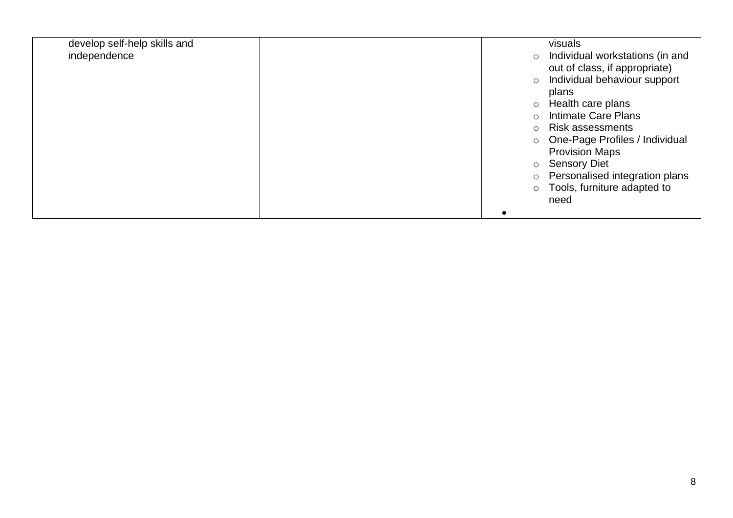| | | |
|---|---|---|
| develop self-help skills and independence | | visuals<br>○ Individual workstations (in and out of class, if appropriate)<br>○ Individual behaviour support plans<br>○ Health care plans<br>○ Intimate Care Plans<br>○ Risk assessments<br>○ One-Page Profiles / Individual Provision Maps<br>○ Sensory Diet<br>○ Personalised integration plans<br>○ Tools, furniture adapted to need<br>• |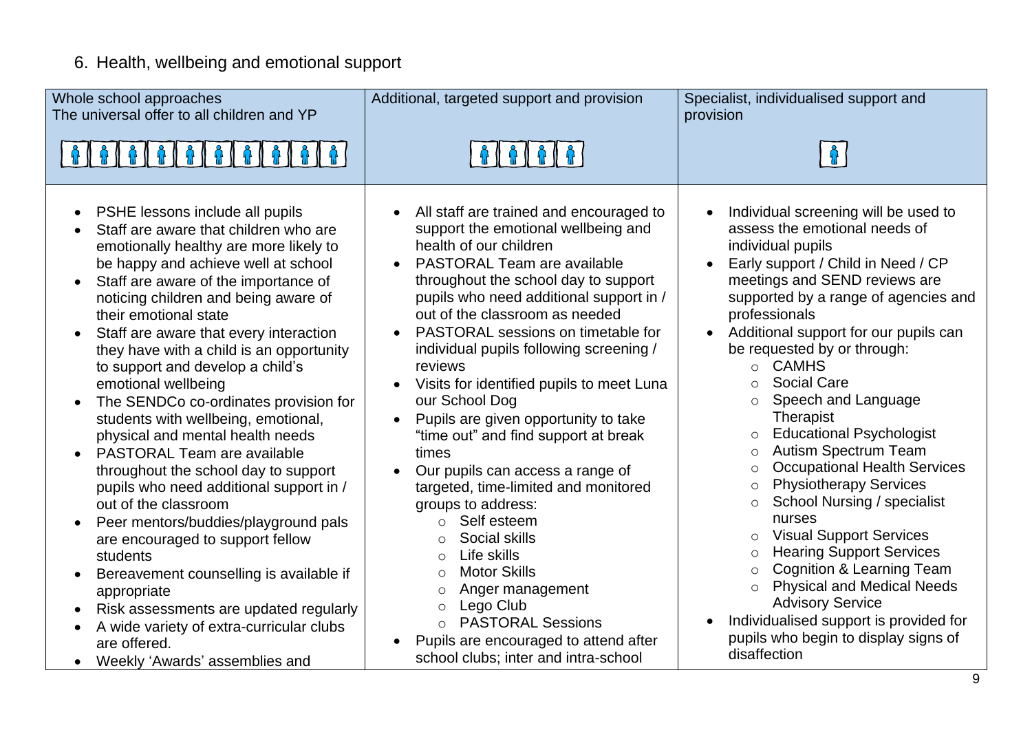## 6. Health, wellbeing and emotional support

| Whole school approaches<br>The universal offer to all children and YP | Additional, targeted support and provision | Specialist, individualised support and provision |
| --- | --- | --- |
| • PSHE lessons include all pupils<br>• Staff are aware that children who are emotionally healthy are more likely to be happy and achieve well at school<br>• Staff are aware of the importance of noticing children and being aware of their emotional state<br>• Staff are aware that every interaction they have with a child is an opportunity to support and develop a child's emotional wellbeing<br>• The SENDCo co-ordinates provision for students with wellbeing, emotional, physical and mental health needs<br>• PASTORAL Team are available throughout the school day to support pupils who need additional support in / out of the classroom<br>• Peer mentors/buddies/playground pals are encouraged to support fellow students<br>• Bereavement counselling is available if appropriate<br>• Risk assessments are updated regularly<br>• A wide variety of extra-curricular clubs are offered.<br>• Weekly 'Awards' assemblies and | • All staff are trained and encouraged to support the emotional wellbeing and health of our children<br>• PASTORAL Team are available throughout the school day to support pupils who need additional support in / out of the classroom as needed<br>• PASTORAL sessions on timetable for individual pupils following screening / reviews<br>• Visits for identified pupils to meet Luna our School Dog<br>• Pupils are given opportunity to take "time out" and find support at break times<br>• Our pupils can access a range of targeted, time-limited and monitored groups to address:<br>&nbsp;&nbsp;○ Self esteem<br>&nbsp;&nbsp;○ Social skills<br>&nbsp;&nbsp;○ Life skills<br>&nbsp;&nbsp;○ Motor Skills<br>&nbsp;&nbsp;○ Anger management<br>&nbsp;&nbsp;○ Lego Club<br>&nbsp;&nbsp;○ PASTORAL Sessions<br>• Pupils are encouraged to attend after school clubs; inter and intra-school | • Individual screening will be used to assess the emotional needs of individual pupils<br>• Early support / Child in Need / CP meetings and SEND reviews are supported by a range of agencies and professionals<br>• Additional support for our pupils can be requested by or through:<br>&nbsp;&nbsp;○ CAMHS<br>&nbsp;&nbsp;○ Social Care<br>&nbsp;&nbsp;○ Speech and Language Therapist<br>&nbsp;&nbsp;○ Educational Psychologist<br>&nbsp;&nbsp;○ Autism Spectrum Team<br>&nbsp;&nbsp;○ Occupational Health Services<br>&nbsp;&nbsp;○ Physiotherapy Services<br>&nbsp;&nbsp;○ School Nursing / specialist nurses<br>&nbsp;&nbsp;○ Visual Support Services<br>&nbsp;&nbsp;○ Hearing Support Services<br>&nbsp;&nbsp;○ Cognition & Learning Team<br>&nbsp;&nbsp;○ Physical and Medical Needs Advisory Service<br>• Individualised support is provided for pupils who begin to display signs of disaffection |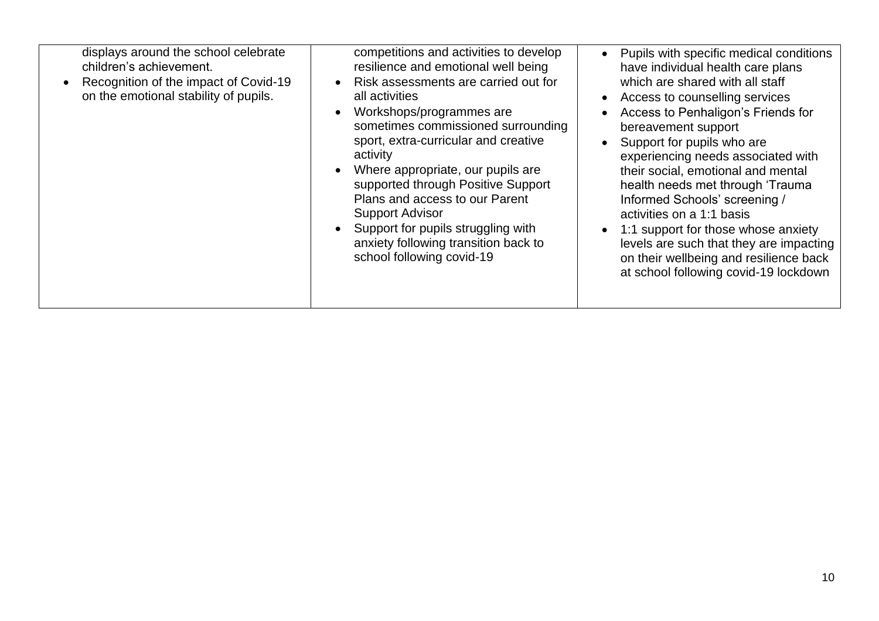| | | |
|---|---|---|
| displays around the school celebrate children's achievement.<br>• Recognition of the impact of Covid-19 on the emotional stability of pupils. | competitions and activities to develop resilience and emotional well being<br>• Risk assessments are carried out for all activities<br>• Workshops/programmes are sometimes commissioned surrounding sport, extra-curricular and creative activity<br>• Where appropriate, our pupils are supported through Positive Support Plans and access to our Parent Support Advisor<br>• Support for pupils struggling with anxiety following transition back to school following covid-19 | • Pupils with specific medical conditions have individual health care plans which are shared with all staff<br>• Access to counselling services<br>• Access to Penhaligon's Friends for bereavement support<br>• Support for pupils who are experiencing needs associated with their social, emotional and mental health needs met through 'Trauma Informed Schools' screening / activities on a 1:1 basis<br>• 1:1 support for those whose anxiety levels are such that they are impacting on their wellbeing and resilience back at school following covid-19 lockdown |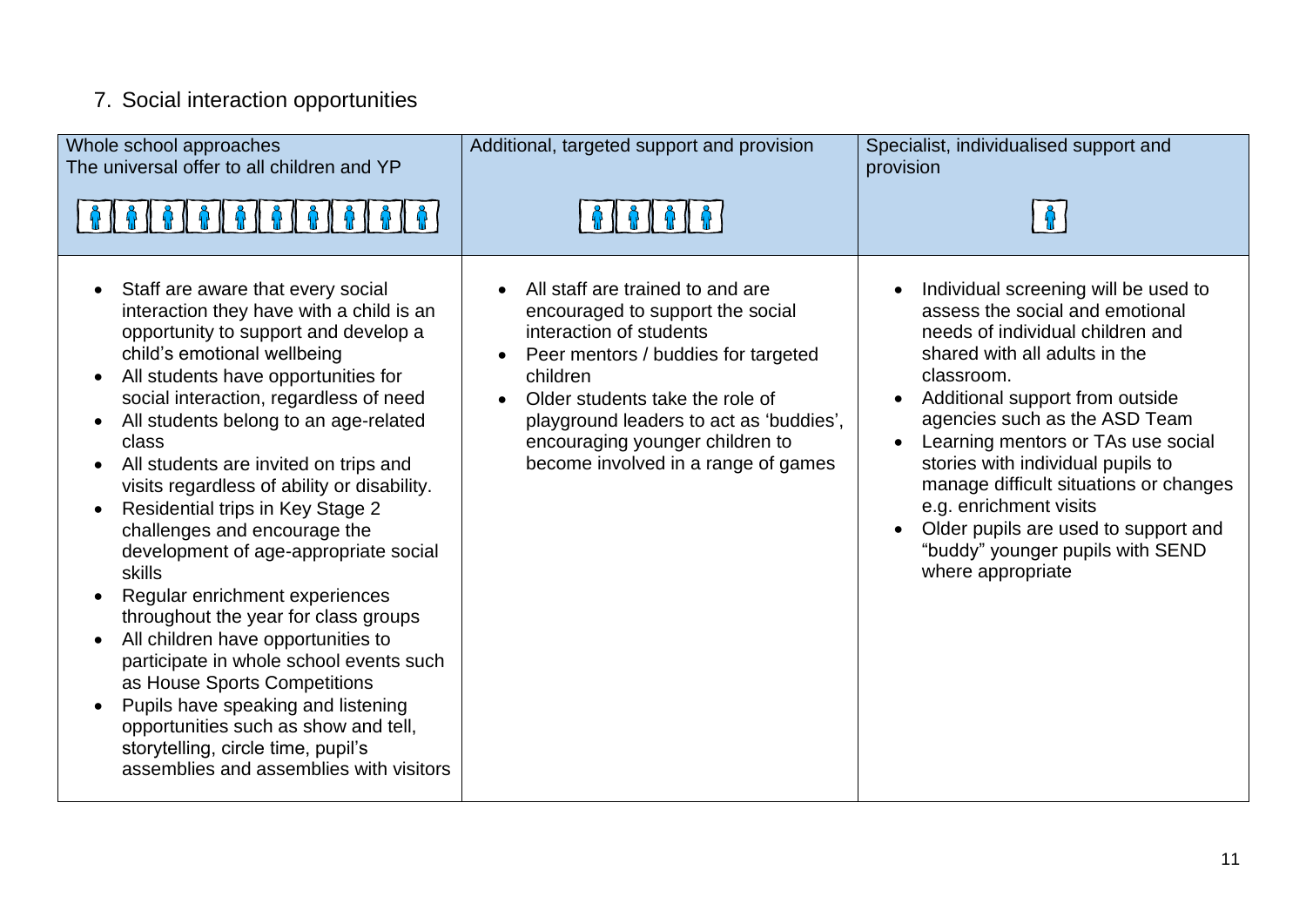## 7. Social interaction opportunities

| Whole school approaches<br>The universal offer to all children and YP | Additional, targeted support and provision | Specialist, individualised support and provision |
|---|---|---|
| • Staff are aware that every social interaction they have with a child is an opportunity to support and develop a child's emotional wellbeing<br>• All students have opportunities for social interaction, regardless of need<br>• All students belong to an age-related class<br>• All students are invited on trips and visits regardless of ability or disability.<br>• Residential trips in Key Stage 2 challenges and encourage the development of age-appropriate social skills<br>• Regular enrichment experiences throughout the year for class groups<br>• All children have opportunities to participate in whole school events such as House Sports Competitions<br>• Pupils have speaking and listening opportunities such as show and tell, storytelling, circle time, pupil's assemblies and assemblies with visitors | • All staff are trained to and are encouraged to support the social interaction of students<br>• Peer mentors / buddies for targeted children<br>• Older students take the role of playground leaders to act as 'buddies', encouraging younger children to become involved in a range of games | • Individual screening will be used to assess the social and emotional needs of individual children and shared with all adults in the classroom.<br>• Additional support from outside agencies such as the ASD Team<br>• Learning mentors or TAs use social stories with individual pupils to manage difficult situations or changes e.g. enrichment visits<br>• Older pupils are used to support and "buddy" younger pupils with SEND where appropriate |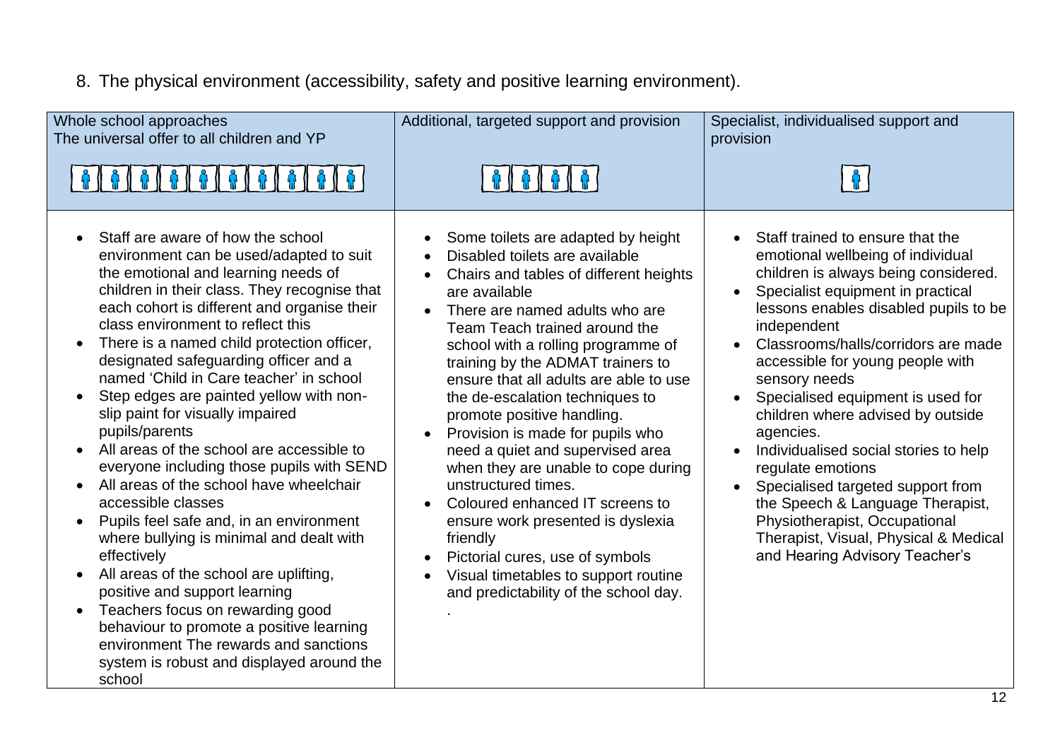8. The physical environment (accessibility, safety and positive learning environment).

| Whole school approaches<br>The universal offer to all children and YP | Additional, targeted support and provision | Specialist, individualised support and provision |
|---|---|---|
| • Staff are aware of how the school environment can be used/adapted to suit the emotional and learning needs of children in their class. They recognise that each cohort is different and organise their class environment to reflect this<br>• There is a named child protection officer, designated safeguarding officer and a named 'Child in Care teacher' in school<br>• Step edges are painted yellow with non-slip paint for visually impaired pupils/parents<br>• All areas of the school are accessible to everyone including those pupils with SEND<br>• All areas of the school have wheelchair accessible classes<br>• Pupils feel safe and, in an environment where bullying is minimal and dealt with effectively<br>• All areas of the school are uplifting, positive and support learning<br>• Teachers focus on rewarding good behaviour to promote a positive learning environment The rewards and sanctions system is robust and displayed around the school | • Some toilets are adapted by height<br>• Disabled toilets are available<br>• Chairs and tables of different heights are available<br>• There are named adults who are Team Teach trained around the school with a rolling programme of training by the ADMAT trainers to ensure that all adults are able to use the de-escalation techniques to promote positive handling.<br>• Provision is made for pupils who need a quiet and supervised area when they are unable to cope during unstructured times.<br>• Coloured enhanced IT screens to ensure work presented is dyslexia friendly<br>• Pictorial cures, use of symbols<br>• Visual timetables to support routine and predictability of the school day.<br>. | • Staff trained to ensure that the emotional wellbeing of individual children is always being considered.<br>• Specialist equipment in practical lessons enables disabled pupils to be independent<br>• Classrooms/halls/corridors are made accessible for young people with sensory needs<br>• Specialised equipment is used for children where advised by outside agencies.<br>• Individualised social stories to help regulate emotions<br>• Specialised targeted support from the Speech & Language Therapist, Physiotherapist, Occupational Therapist, Visual, Physical & Medical and Hearing Advisory Teacher's |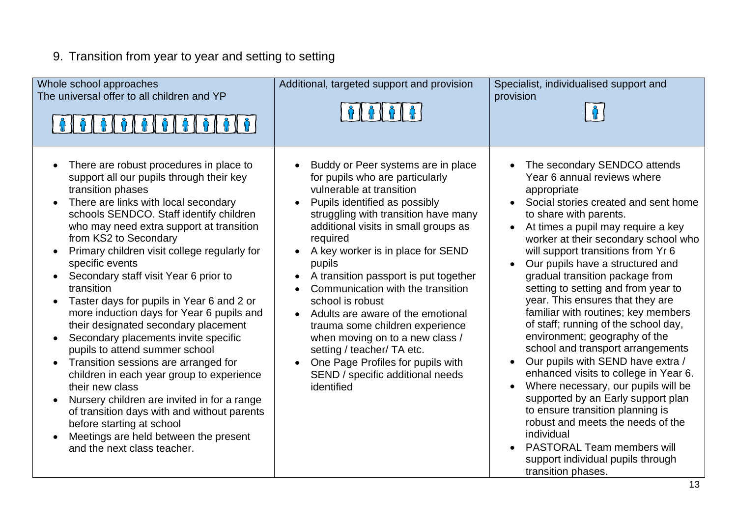## 9. Transition from year to year and setting to setting

| Whole school approaches<br>The universal offer to all children and YP | Additional, targeted support and provision | Specialist, individualised support and provision |
|---|---|---|
| • There are robust procedures in place to support all our pupils through their key transition phases<br>• There are links with local secondary schools SENDCO. Staff identify children who may need extra support at transition from KS2 to Secondary<br>• Primary children visit college regularly for specific events<br>• Secondary staff visit Year 6 prior to transition<br>• Taster days for pupils in Year 6 and 2 or more induction days for Year 6 pupils and their designated secondary placement<br>• Secondary placements invite specific pupils to attend summer school<br>• Transition sessions are arranged for children in each year group to experience their new class<br>• Nursery children are invited in for a range of transition days with and without parents before starting at school<br>• Meetings are held between the present and the next class teacher. | • Buddy or Peer systems are in place for pupils who are particularly vulnerable at transition<br>• Pupils identified as possibly struggling with transition have many additional visits in small groups as required<br>• A key worker is in place for SEND pupils<br>• A transition passport is put together<br>• Communication with the transition school is robust<br>• Adults are aware of the emotional trauma some children experience when moving on to a new class / setting / teacher/ TA etc.<br>• One Page Profiles for pupils with SEND / specific additional needs identified | • The secondary SENDCO attends Year 6 annual reviews where appropriate<br>• Social stories created and sent home to share with parents.<br>• At times a pupil may require a key worker at their secondary school who will support transitions from Yr 6<br>• Our pupils have a structured and gradual transition package from setting to setting and from year to year. This ensures that they are familiar with routines; key members of staff; running of the school day, environment; geography of the school and transport arrangements<br>• Our pupils with SEND have extra / enhanced visits to college in Year 6.<br>• Where necessary, our pupils will be supported by an Early support plan to ensure transition planning is robust and meets the needs of the individual<br>• PASTORAL Team members will support individual pupils through transition phases. |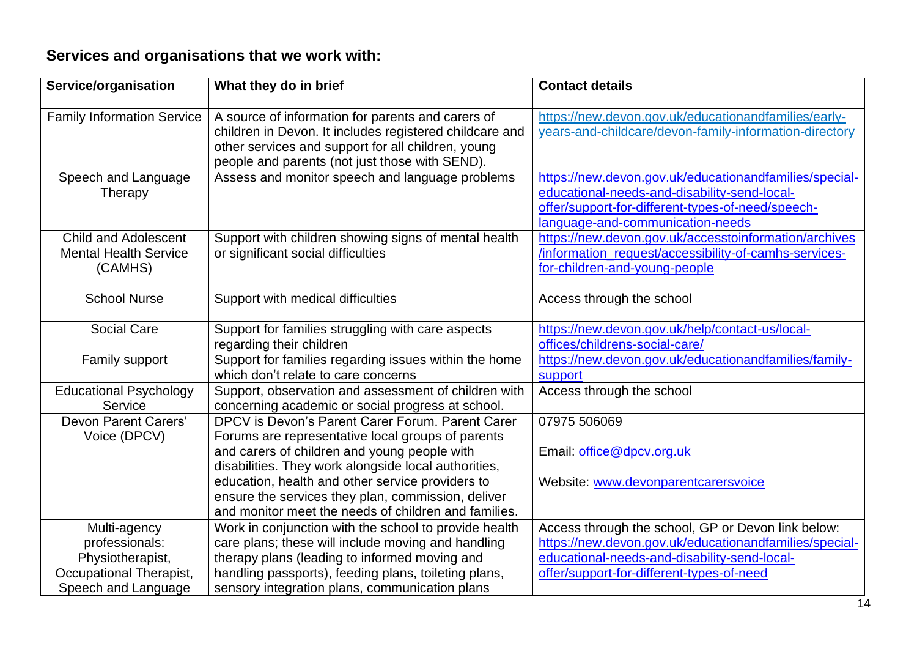## Services and organisations that we work with:

| Service/organisation | What they do in brief | Contact details |
|---|---|---|
| Family Information Service | A source of information for parents and carers of children in Devon. It includes registered childcare and other services and support for all children, young people and parents (not just those with SEND). | https://new.devon.gov.uk/educationandfamilies/early-years-and-childcare/devon-family-information-directory |
| Speech and Language Therapy | Assess and monitor speech and language problems | https://new.devon.gov.uk/educationandfamilies/special-educational-needs-and-disability-send-local-offer/support-for-different-types-of-need/speech-language-and-communication-needs |
| Child and Adolescent Mental Health Service (CAMHS) | Support with children showing signs of mental health or significant social difficulties | https://new.devon.gov.uk/accesstoinformation/archives/information_request/accessibility-of-camhs-services-for-children-and-young-people |
| School Nurse | Support with medical difficulties | Access through the school |
| Social Care | Support for families struggling with care aspects regarding their children | https://new.devon.gov.uk/help/contact-us/local-offices/childrens-social-care/ |
| Family support | Support for families regarding issues within the home which don't relate to care concerns | https://new.devon.gov.uk/educationandfamilies/family-support |
| Educational Psychology Service | Support, observation and assessment of children with concerning academic or social progress at school. | Access through the school |
| Devon Parent Carers' Voice (DPCV) | DPCV is Devon's Parent Carer Forum. Parent Carer Forums are representative local groups of parents and carers of children and young people with disabilities. They work alongside local authorities, education, health and other service providers to ensure the services they plan, commission, deliver and monitor meet the needs of children and families. | 07975 506069<br><br>Email: office@dpcv.org.uk<br><br>Website: www.devonparentcarersvoice |
| Multi-agency professionals: Physiotherapist, Occupational Therapist, Speech and Language | Work in conjunction with the school to provide health care plans; these will include moving and handling therapy plans (leading to informed moving and handling passports), feeding plans, toileting plans, sensory integration plans, communication plans | Access through the school, GP or Devon link below: https://new.devon.gov.uk/educationandfamilies/special-educational-needs-and-disability-send-local-offer/support-for-different-types-of-need |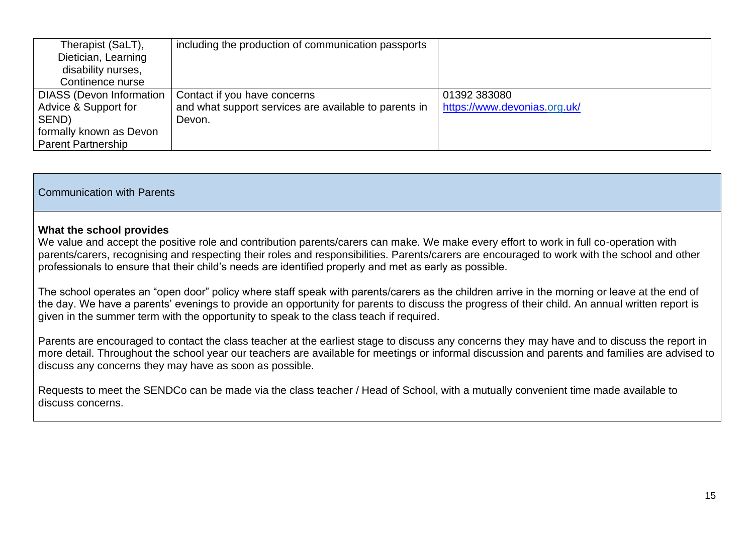| | | |
|---|---|---|
| Therapist (SaLT), Dietician, Learning disability nurses, Continence nurse | including the production of communication passports | |
| DIASS (Devon Information Advice & Support for SEND) formally known as Devon Parent Partnership | Contact if you have concerns and what support services are available to parents in Devon. | 01392 383080 https://www.devonias.org.uk/ |

## Communication with Parents

**What the school provides**

We value and accept the positive role and contribution parents/carers can make. We make every effort to work in full co-operation with parents/carers, recognising and respecting their roles and responsibilities. Parents/carers are encouraged to work with the school and other professionals to ensure that their child's needs are identified properly and met as early as possible.

The school operates an "open door" policy where staff speak with parents/carers as the children arrive in the morning or leave at the end of the day. We have a parents' evenings to provide an opportunity for parents to discuss the progress of their child. An annual written report is given in the summer term with the opportunity to speak to the class teach if required.

Parents are encouraged to contact the class teacher at the earliest stage to discuss any concerns they may have and to discuss the report in more detail. Throughout the school year our teachers are available for meetings or informal discussion and parents and families are advised to discuss any concerns they may have as soon as possible.

Requests to meet the SENDCo can be made via the class teacher / Head of School, with a mutually convenient time made available to discuss concerns.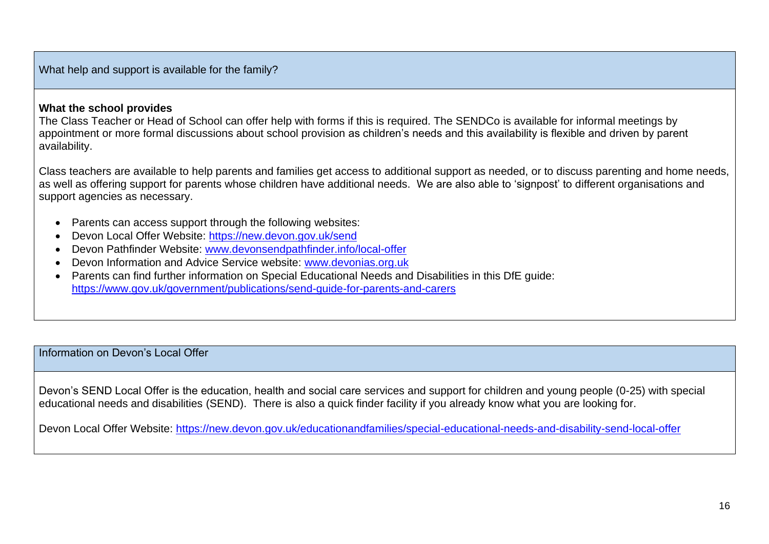## What help and support is available for the family?

**What the school provides**

The Class Teacher or Head of School can offer help with forms if this is required. The SENDCo is available for informal meetings by appointment or more formal discussions about school provision as children's needs and this availability is flexible and driven by parent availability.

Class teachers are available to help parents and families get access to additional support as needed, or to discuss parenting and home needs, as well as offering support for parents whose children have additional needs. We are also able to 'signpost' to different organisations and support agencies as necessary.

- Parents can access support through the following websites:
- Devon Local Offer Website: [https://new.devon.gov.uk/send](https://new.devon.gov.uk/send)
- Devon Pathfinder Website: [www.devonsendpathfinder.info/local-offer](http://www.devonsendpathfinder.info/local-offer)
- Devon Information and Advice Service website: [www.devonias.org.uk](http://www.devonias.org.uk)
- Parents can find further information on Special Educational Needs and Disabilities in this DfE guide: [https://www.gov.uk/government/publications/send-guide-for-parents-and-carers](https://www.gov.uk/government/publications/send-guide-for-parents-and-carers)

## Information on Devon's Local Offer

Devon's SEND Local Offer is the education, health and social care services and support for children and young people (0-25) with special educational needs and disabilities (SEND). There is also a quick finder facility if you already know what you are looking for.

Devon Local Offer Website: [https://new.devon.gov.uk/educationandfamilies/special-educational-needs-and-disability-send-local-offer](https://new.devon.gov.uk/educationandfamilies/special-educational-needs-and-disability-send-local-offer)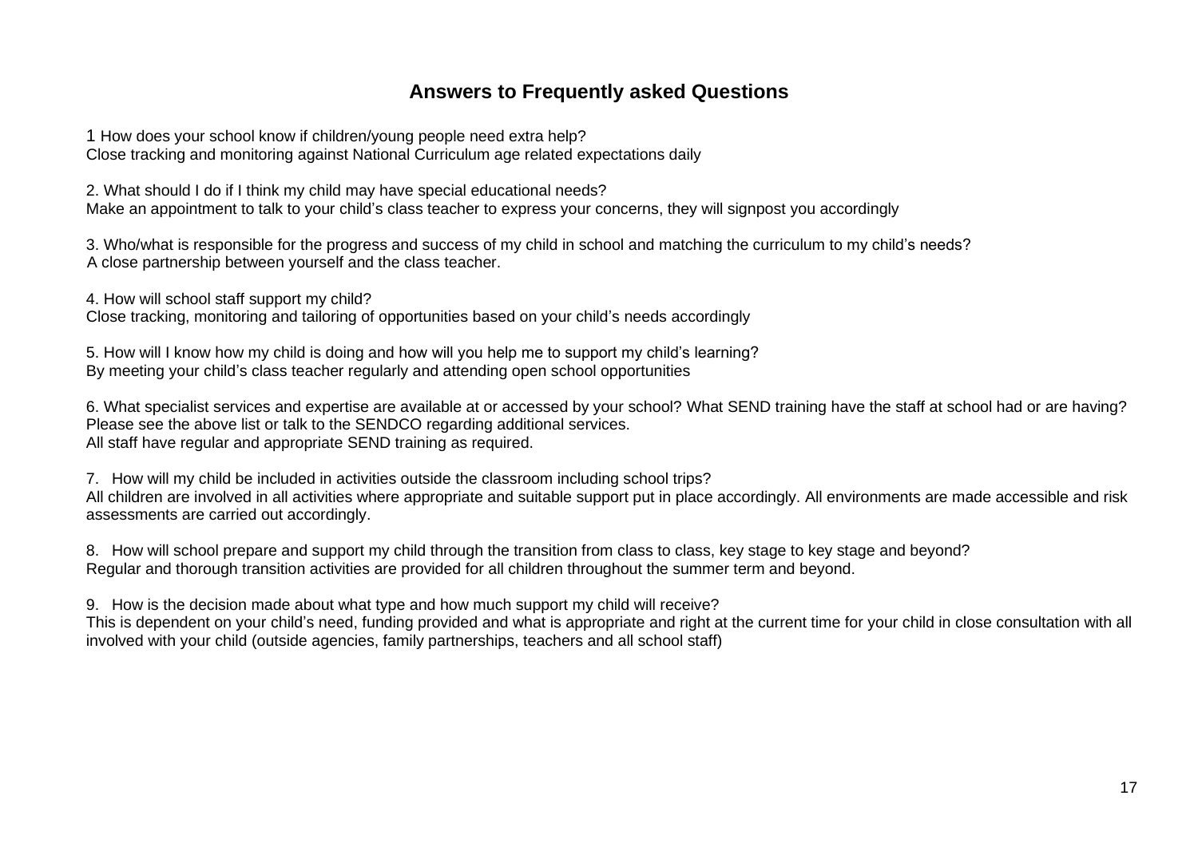# Answers to Frequently asked Questions

1 How does your school know if children/young people need extra help?
Close tracking and monitoring against National Curriculum age related expectations daily

2. What should I do if I think my child may have special educational needs?
Make an appointment to talk to your child's class teacher to express your concerns, they will signpost you accordingly

3. Who/what is responsible for the progress and success of my child in school and matching the curriculum to my child's needs?
A close partnership between yourself and the class teacher.

4. How will school staff support my child?
Close tracking, monitoring and tailoring of opportunities based on your child's needs accordingly

5. How will I know how my child is doing and how will you help me to support my child's learning?
By meeting your child's class teacher regularly and attending open school opportunities

6. What specialist services and expertise are available at or accessed by your school? What SEND training have the staff at school had or are having?
Please see the above list or talk to the SENDCO regarding additional services.
All staff have regular and appropriate SEND training as required.

7. How will my child be included in activities outside the classroom including school trips?
All children are involved in all activities where appropriate and suitable support put in place accordingly. All environments are made accessible and risk assessments are carried out accordingly.

8. How will school prepare and support my child through the transition from class to class, key stage to key stage and beyond?
Regular and thorough transition activities are provided for all children throughout the summer term and beyond.

9. How is the decision made about what type and how much support my child will receive?
This is dependent on your child's need, funding provided and what is appropriate and right at the current time for your child in close consultation with all involved with your child (outside agencies, family partnerships, teachers and all school staff)